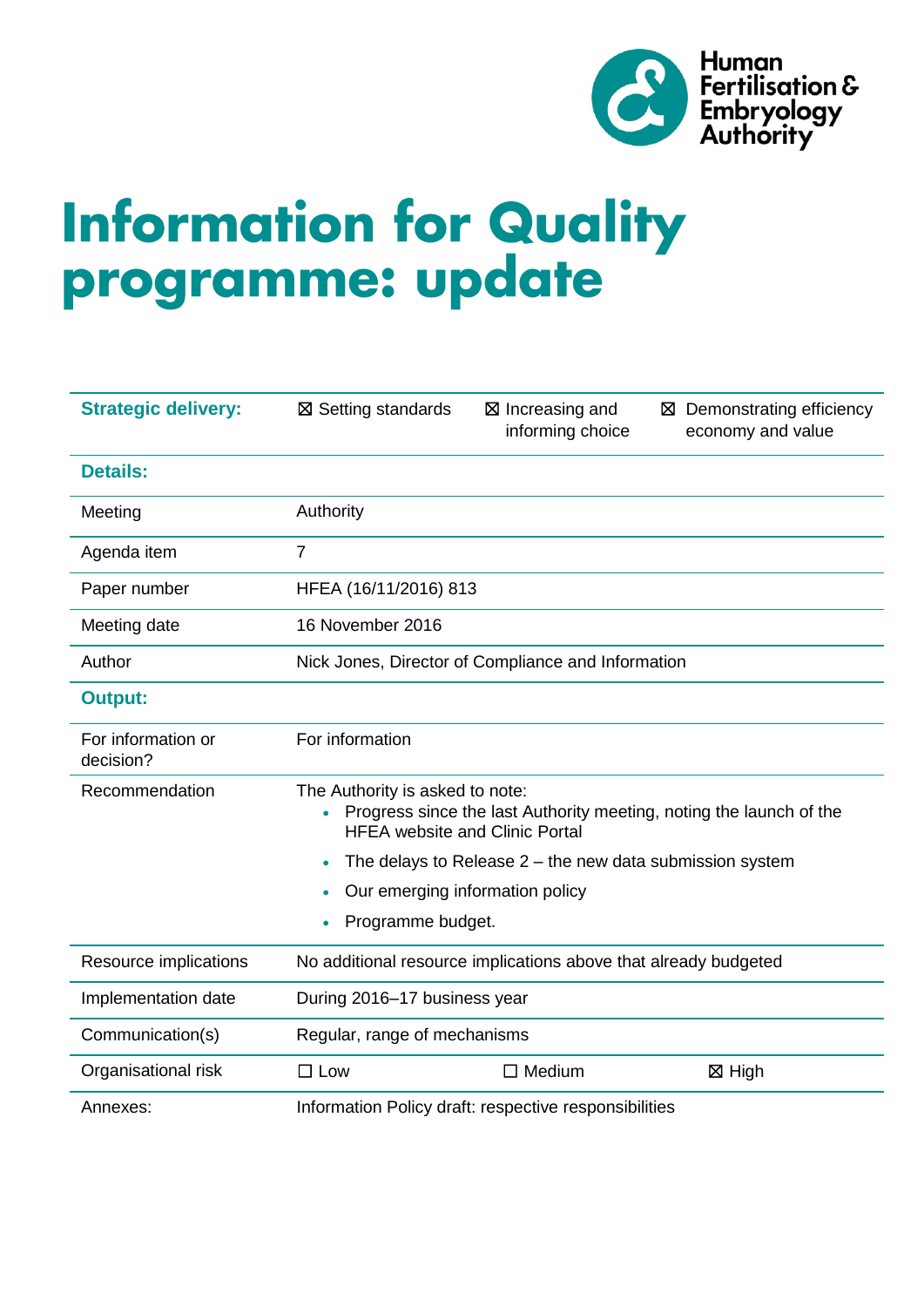Human Fertilisation & Embryology Authority

# Information for Quality programme: update

| **Strategic delivery:** | ☒ Setting standards | ☒ Increasing and informing choice | ☒ Demonstrating efficiency economy and value |
|---|---|---|---|
| **Details:** | | | |
| Meeting | Authority | | |
| Agenda item | 7 | | |
| Paper number | HFEA (16/11/2016) 813 | | |
| Meeting date | 16 November 2016 | | |
| Author | Nick Jones, Director of Compliance and Information | | |
| **Output:** | | | |
| For information or decision? | For information | | |
| Recommendation | The Authority is asked to note:<br>• Progress since the last Authority meeting, noting the launch of the HFEA website and Clinic Portal<br>• The delays to Release 2 – the new data submission system<br>• Our emerging information policy<br>• Programme budget. | | |
| Resource implications | No additional resource implications above that already budgeted | | |
| Implementation date | During 2016–17 business year | | |
| Communication(s) | Regular, range of mechanisms | | |
| Organisational risk | ☐ Low | ☐ Medium | ☒ High |
| Annexes: | Information Policy draft: respective responsibilities | | |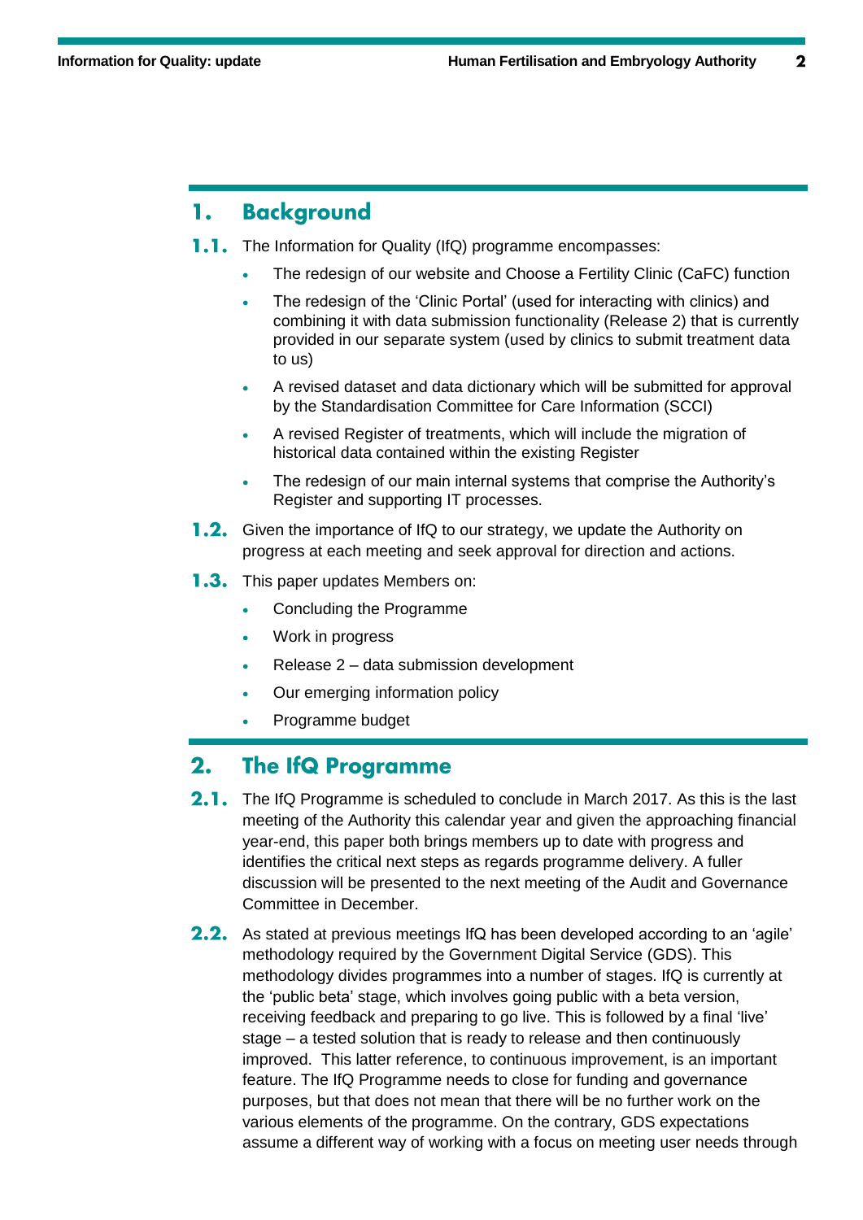## 1. Background

**1.1.** The Information for Quality (IfQ) programme encompasses:

- The redesign of our website and Choose a Fertility Clinic (CaFC) function
- The redesign of the 'Clinic Portal' (used for interacting with clinics) and combining it with data submission functionality (Release 2) that is currently provided in our separate system (used by clinics to submit treatment data to us)
- A revised dataset and data dictionary which will be submitted for approval by the Standardisation Committee for Care Information (SCCI)
- A revised Register of treatments, which will include the migration of historical data contained within the existing Register
- The redesign of our main internal systems that comprise the Authority's Register and supporting IT processes.

**1.2.** Given the importance of IfQ to our strategy, we update the Authority on progress at each meeting and seek approval for direction and actions.

**1.3.** This paper updates Members on:

- Concluding the Programme
- Work in progress
- Release 2 – data submission development
- Our emerging information policy
- Programme budget

## 2. The IfQ Programme

**2.1.** The IfQ Programme is scheduled to conclude in March 2017. As this is the last meeting of the Authority this calendar year and given the approaching financial year-end, this paper both brings members up to date with progress and identifies the critical next steps as regards programme delivery. A fuller discussion will be presented to the next meeting of the Audit and Governance Committee in December.

**2.2.** As stated at previous meetings IfQ has been developed according to an 'agile' methodology required by the Government Digital Service (GDS). This methodology divides programmes into a number of stages. IfQ is currently at the 'public beta' stage, which involves going public with a beta version, receiving feedback and preparing to go live. This is followed by a final 'live' stage – a tested solution that is ready to release and then continuously improved. This latter reference, to continuous improvement, is an important feature. The IfQ Programme needs to close for funding and governance purposes, but that does not mean that there will be no further work on the various elements of the programme. On the contrary, GDS expectations assume a different way of working with a focus on meeting user needs through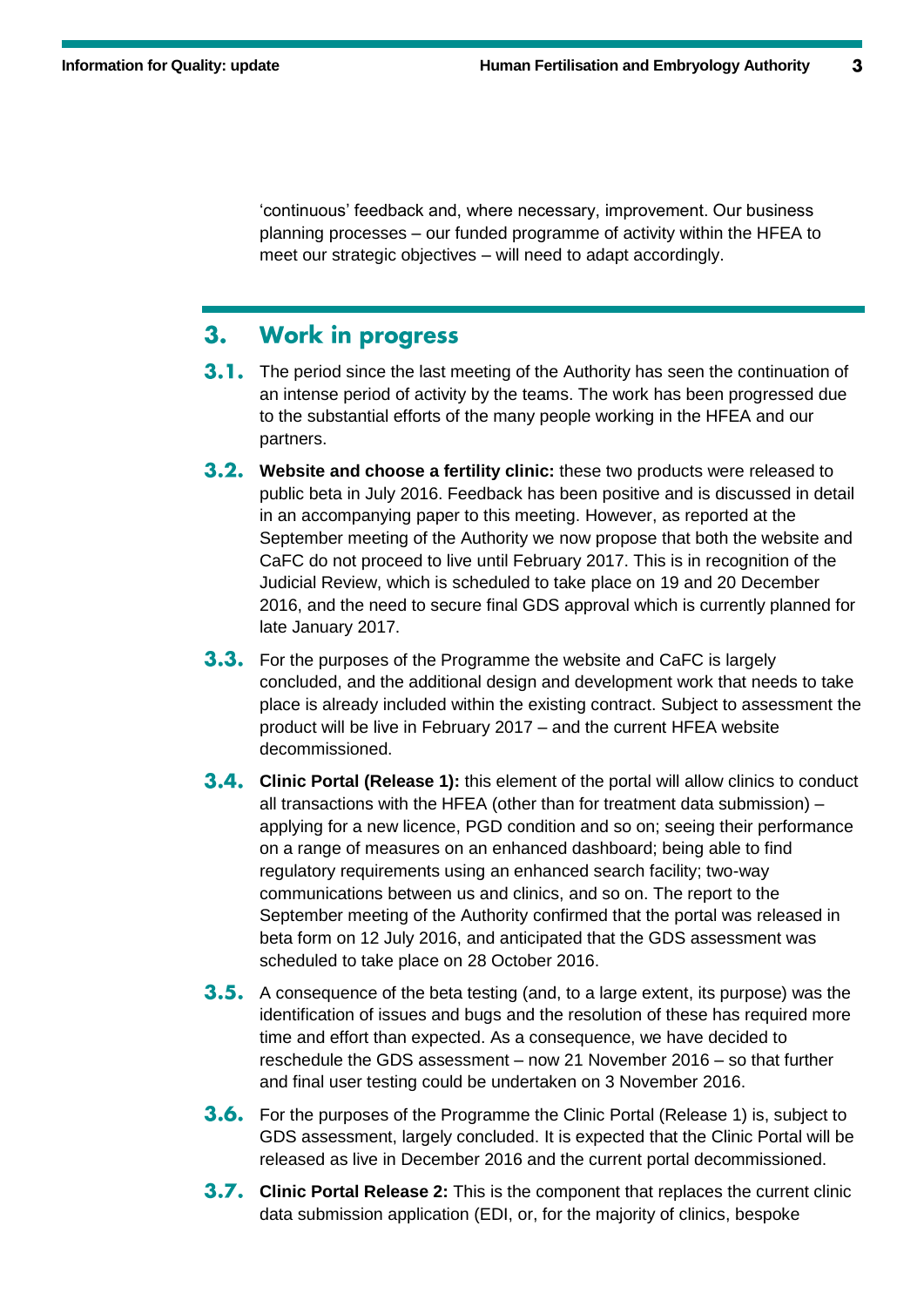'continuous' feedback and, where necessary, improvement. Our business planning processes – our funded programme of activity within the HFEA to meet our strategic objectives – will need to adapt accordingly.

## 3. Work in progress

**3.1.** The period since the last meeting of the Authority has seen the continuation of an intense period of activity by the teams. The work has been progressed due to the substantial efforts of the many people working in the HFEA and our partners.

**3.2.** **Website and choose a fertility clinic:** these two products were released to public beta in July 2016. Feedback has been positive and is discussed in detail in an accompanying paper to this meeting. However, as reported at the September meeting of the Authority we now propose that both the website and CaFC do not proceed to live until February 2017. This is in recognition of the Judicial Review, which is scheduled to take place on 19 and 20 December 2016, and the need to secure final GDS approval which is currently planned for late January 2017.

**3.3.** For the purposes of the Programme the website and CaFC is largely concluded, and the additional design and development work that needs to take place is already included within the existing contract. Subject to assessment the product will be live in February 2017 – and the current HFEA website decommissioned.

**3.4.** **Clinic Portal (Release 1):** this element of the portal will allow clinics to conduct all transactions with the HFEA (other than for treatment data submission) – applying for a new licence, PGD condition and so on; seeing their performance on a range of measures on an enhanced dashboard; being able to find regulatory requirements using an enhanced search facility; two-way communications between us and clinics, and so on. The report to the September meeting of the Authority confirmed that the portal was released in beta form on 12 July 2016, and anticipated that the GDS assessment was scheduled to take place on 28 October 2016.

**3.5.** A consequence of the beta testing (and, to a large extent, its purpose) was the identification of issues and bugs and the resolution of these has required more time and effort than expected. As a consequence, we have decided to reschedule the GDS assessment – now 21 November 2016 – so that further and final user testing could be undertaken on 3 November 2016.

**3.6.** For the purposes of the Programme the Clinic Portal (Release 1) is, subject to GDS assessment, largely concluded. It is expected that the Clinic Portal will be released as live in December 2016 and the current portal decommissioned.

**3.7.** **Clinic Portal Release 2:** This is the component that replaces the current clinic data submission application (EDI, or, for the majority of clinics, bespoke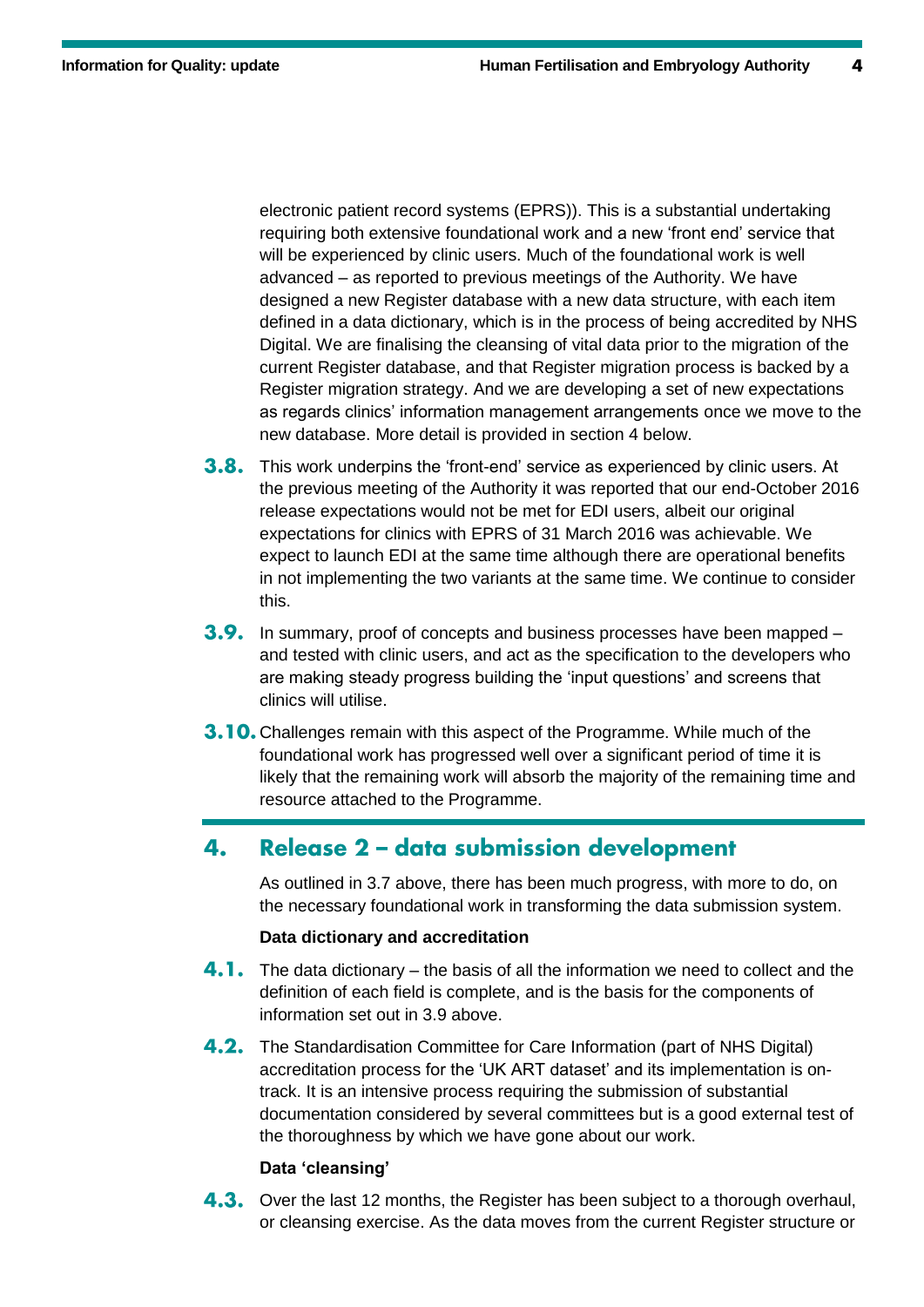electronic patient record systems (EPRS)). This is a substantial undertaking requiring both extensive foundational work and a new 'front end' service that will be experienced by clinic users. Much of the foundational work is well advanced – as reported to previous meetings of the Authority. We have designed a new Register database with a new data structure, with each item defined in a data dictionary, which is in the process of being accredited by NHS Digital. We are finalising the cleansing of vital data prior to the migration of the current Register database, and that Register migration process is backed by a Register migration strategy. And we are developing a set of new expectations as regards clinics' information management arrangements once we move to the new database. More detail is provided in section 4 below.

**3.8.** This work underpins the 'front-end' service as experienced by clinic users. At the previous meeting of the Authority it was reported that our end-October 2016 release expectations would not be met for EDI users, albeit our original expectations for clinics with EPRS of 31 March 2016 was achievable. We expect to launch EDI at the same time although there are operational benefits in not implementing the two variants at the same time. We continue to consider this.

**3.9.** In summary, proof of concepts and business processes have been mapped – and tested with clinic users, and act as the specification to the developers who are making steady progress building the 'input questions' and screens that clinics will utilise.

**3.10.** Challenges remain with this aspect of the Programme. While much of the foundational work has progressed well over a significant period of time it is likely that the remaining work will absorb the majority of the remaining time and resource attached to the Programme.

## 4. Release 2 – data submission development

As outlined in 3.7 above, there has been much progress, with more to do, on the necessary foundational work in transforming the data submission system.

**Data dictionary and accreditation**

**4.1.** The data dictionary – the basis of all the information we need to collect and the definition of each field is complete, and is the basis for the components of information set out in 3.9 above.

**4.2.** The Standardisation Committee for Care Information (part of NHS Digital) accreditation process for the 'UK ART dataset' and its implementation is on-track. It is an intensive process requiring the submission of substantial documentation considered by several committees but is a good external test of the thoroughness by which we have gone about our work.

**Data 'cleansing'**

**4.3.** Over the last 12 months, the Register has been subject to a thorough overhaul, or cleansing exercise. As the data moves from the current Register structure or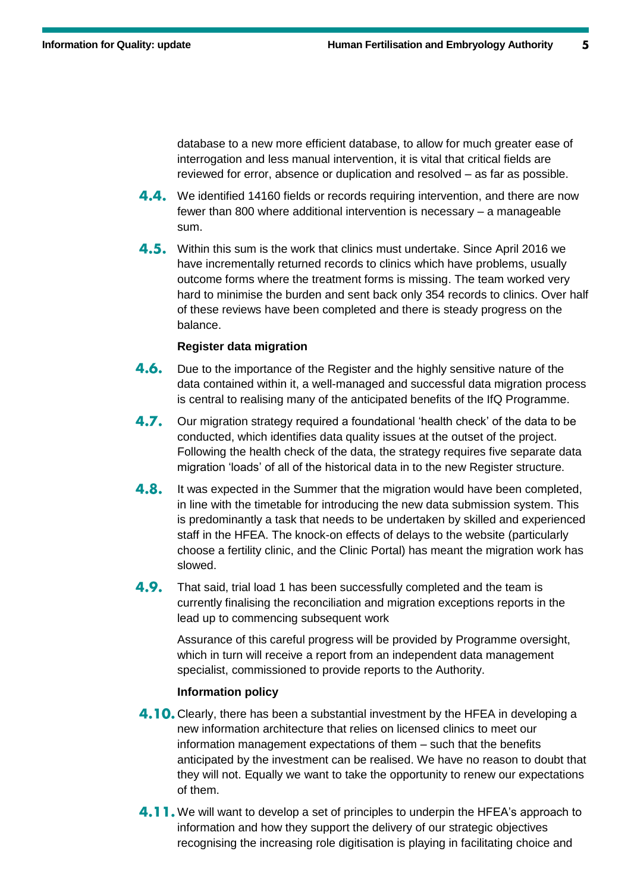database to a new more efficient database, to allow for much greater ease of interrogation and less manual intervention, it is vital that critical fields are reviewed for error, absence or duplication and resolved – as far as possible.

**4.4.** We identified 14160 fields or records requiring intervention, and there are now fewer than 800 where additional intervention is necessary – a manageable sum.

**4.5.** Within this sum is the work that clinics must undertake. Since April 2016 we have incrementally returned records to clinics which have problems, usually outcome forms where the treatment forms is missing. The team worked very hard to minimise the burden and sent back only 354 records to clinics. Over half of these reviews have been completed and there is steady progress on the balance.

**Register data migration**

**4.6.** Due to the importance of the Register and the highly sensitive nature of the data contained within it, a well-managed and successful data migration process is central to realising many of the anticipated benefits of the IfQ Programme.

**4.7.** Our migration strategy required a foundational 'health check' of the data to be conducted, which identifies data quality issues at the outset of the project. Following the health check of the data, the strategy requires five separate data migration 'loads' of all of the historical data in to the new Register structure.

**4.8.** It was expected in the Summer that the migration would have been completed, in line with the timetable for introducing the new data submission system. This is predominantly a task that needs to be undertaken by skilled and experienced staff in the HFEA. The knock-on effects of delays to the website (particularly choose a fertility clinic, and the Clinic Portal) has meant the migration work has slowed.

**4.9.** That said, trial load 1 has been successfully completed and the team is currently finalising the reconciliation and migration exceptions reports in the lead up to commencing subsequent work

Assurance of this careful progress will be provided by Programme oversight, which in turn will receive a report from an independent data management specialist, commissioned to provide reports to the Authority.

**Information policy**

**4.10.** Clearly, there has been a substantial investment by the HFEA in developing a new information architecture that relies on licensed clinics to meet our information management expectations of them – such that the benefits anticipated by the investment can be realised. We have no reason to doubt that they will not. Equally we want to take the opportunity to renew our expectations of them.

**4.11.** We will want to develop a set of principles to underpin the HFEA's approach to information and how they support the delivery of our strategic objectives recognising the increasing role digitisation is playing in facilitating choice and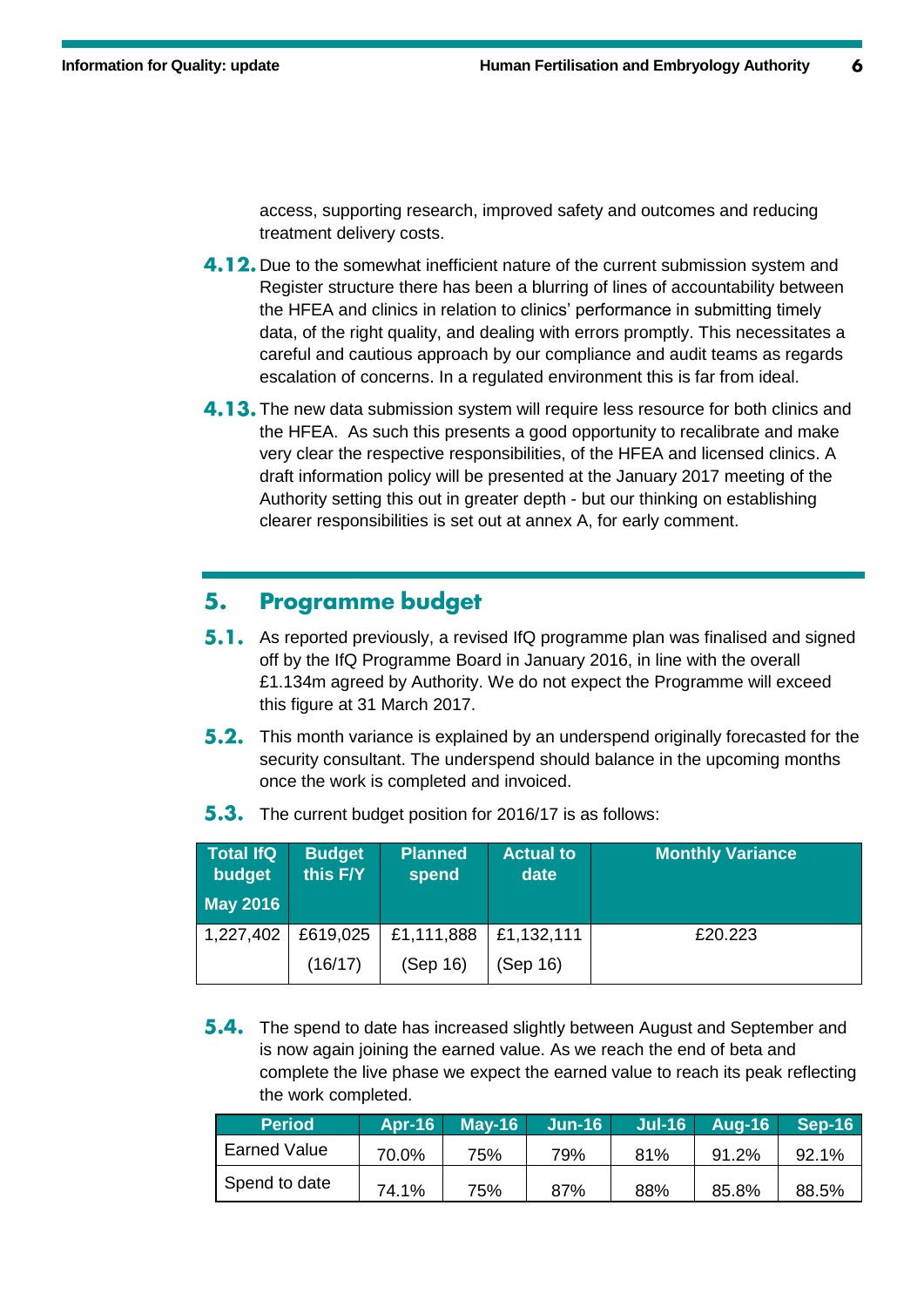access, supporting research, improved safety and outcomes and reducing treatment delivery costs.

**4.12.** Due to the somewhat inefficient nature of the current submission system and Register structure there has been a blurring of lines of accountability between the HFEA and clinics in relation to clinics' performance in submitting timely data, of the right quality, and dealing with errors promptly. This necessitates a careful and cautious approach by our compliance and audit teams as regards escalation of concerns. In a regulated environment this is far from ideal.

**4.13.** The new data submission system will require less resource for both clinics and the HFEA. As such this presents a good opportunity to recalibrate and make very clear the respective responsibilities, of the HFEA and licensed clinics. A draft information policy will be presented at the January 2017 meeting of the Authority setting this out in greater depth - but our thinking on establishing clearer responsibilities is set out at annex A, for early comment.

## 5. Programme budget

**5.1.** As reported previously, a revised IfQ programme plan was finalised and signed off by the IfQ Programme Board in January 2016, in line with the overall £1.134m agreed by Authority. We do not expect the Programme will exceed this figure at 31 March 2017.

**5.2.** This month variance is explained by an underspend originally forecasted for the security consultant. The underspend should balance in the upcoming months once the work is completed and invoiced.

**5.3.** The current budget position for 2016/17 is as follows:

| Total IfQ budget May 2016 | Budget this F/Y | Planned spend | Actual to date | Monthly Variance |
|---|---|---|---|---|
| 1,227,402 | £619,025 (16/17) | £1,111,888 (Sep 16) | £1,132,111 (Sep 16) | £20.223 |

**5.4.** The spend to date has increased slightly between August and September and is now again joining the earned value. As we reach the end of beta and complete the live phase we expect the earned value to reach its peak reflecting the work completed.

| Period | Apr-16 | May-16 | Jun-16 | Jul-16 | Aug-16 | Sep-16 |
|---|---|---|---|---|---|---|
| Earned Value | 70.0% | 75% | 79% | 81% | 91.2% | 92.1% |
| Spend to date | 74.1% | 75% | 87% | 88% | 85.8% | 88.5% |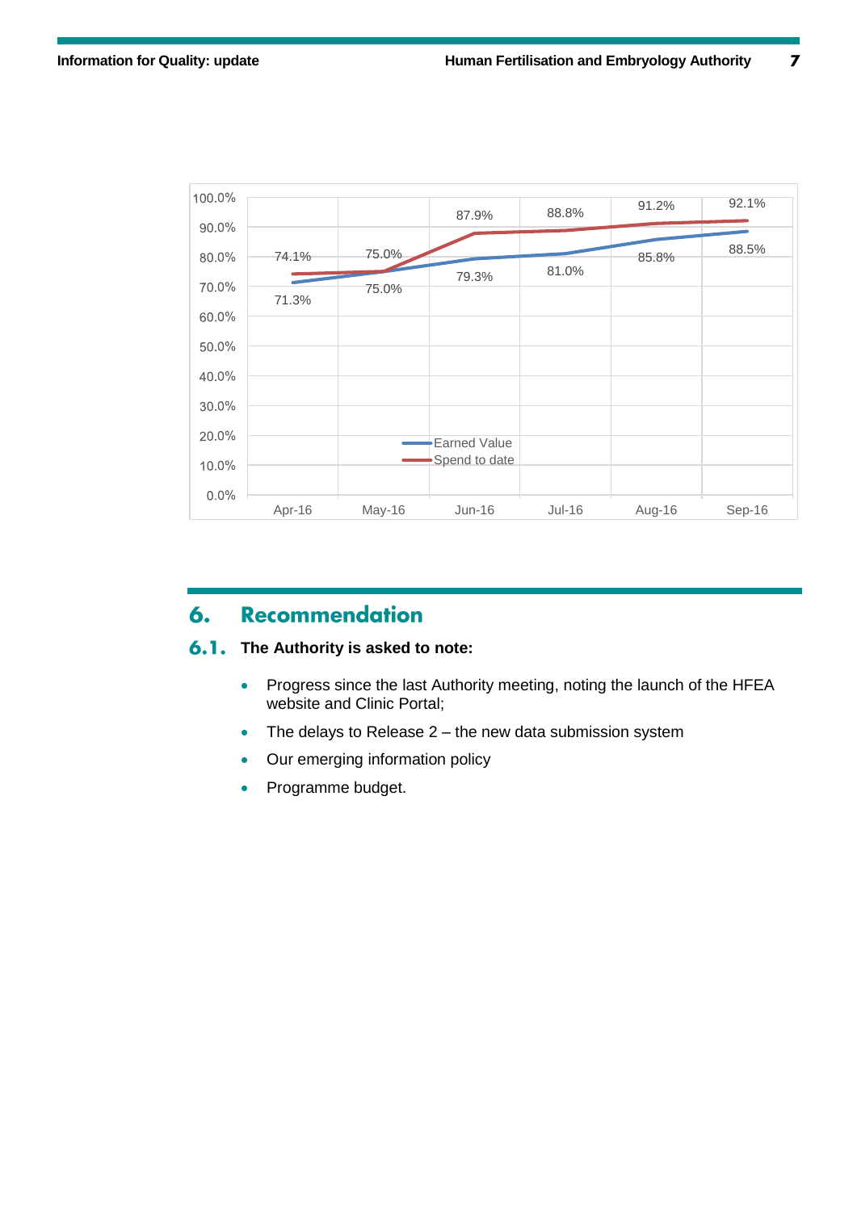| | Apr-16 | May-16 | Jun-16 | Jul-16 | Aug-16 | Sep-16 |
|---|---|---|---|---|---|---|
| Earned Value | 71.3% | 75.0% | 79.3% | 81.0% | 85.8% | 88.5% |
| Spend to date | 74.1% | 75.0% | 87.9% | 88.8% | 91.2% | 92.1% |

## 6. Recommendation

### 6.1. The Authority is asked to note:

- Progress since the last Authority meeting, noting the launch of the HFEA website and Clinic Portal;
- The delays to Release 2 – the new data submission system
- Our emerging information policy
- Programme budget.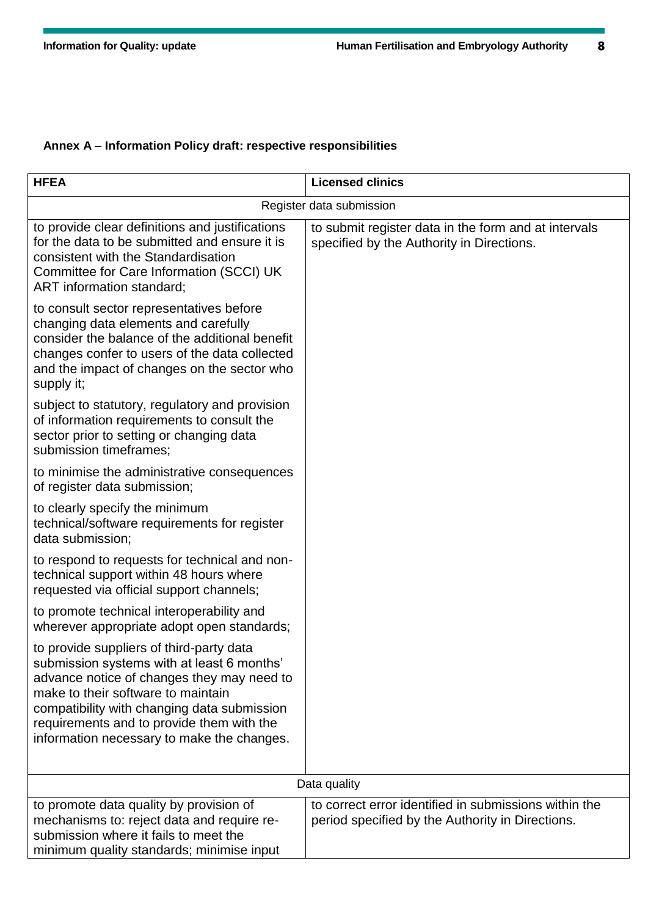**Annex A – Information Policy draft: respective responsibilities**

| HFEA | Licensed clinics |
| --- | --- |
| Register data submission | |
| to provide clear definitions and justifications for the data to be submitted and ensure it is consistent with the Standardisation Committee for Care Information (SCCI) UK ART information standard;<br><br>to consult sector representatives before changing data elements and carefully consider the balance of the additional benefit changes confer to users of the data collected and the impact of changes on the sector who supply it;<br><br>subject to statutory, regulatory and provision of information requirements to consult the sector prior to setting or changing data submission timeframes;<br><br>to minimise the administrative consequences of register data submission;<br><br>to clearly specify the minimum technical/software requirements for register data submission;<br><br>to respond to requests for technical and non-technical support within 48 hours where requested via official support channels;<br><br>to promote technical interoperability and wherever appropriate adopt open standards;<br><br>to provide suppliers of third-party data submission systems with at least 6 months' advance notice of changes they may need to make to their software to maintain compatibility with changing data submission requirements and to provide them with the information necessary to make the changes. | to submit register data in the form and at intervals specified by the Authority in Directions. |
| Data quality | |
| to promote data quality by provision of mechanisms to: reject data and require re-submission where it fails to meet the minimum quality standards; minimise input | to correct error identified in submissions within the period specified by the Authority in Directions. |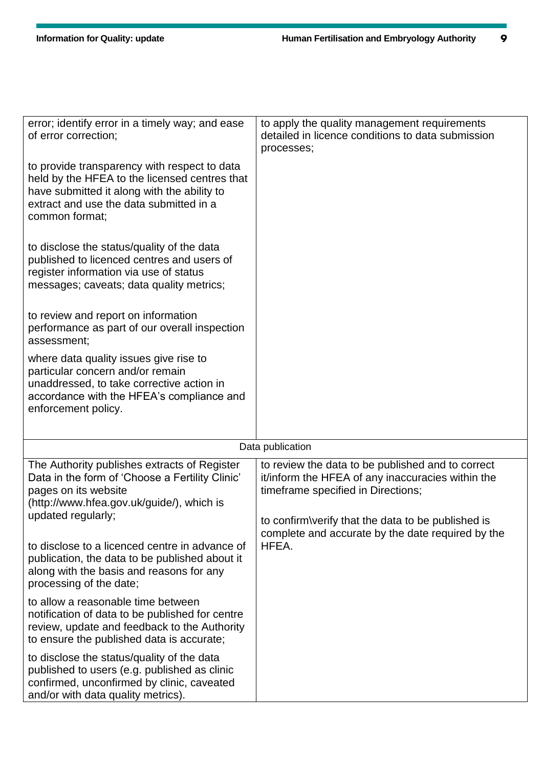| | |
|---|---|
| error; identify error in a timely way; and ease of error correction;<br><br>to provide transparency with respect to data held by the HFEA to the licensed centres that have submitted it along with the ability to extract and use the data submitted in a common format;<br><br>to disclose the status/quality of the data published to licenced centres and users of register information via use of status messages; caveats; data quality metrics;<br><br>to review and report on information performance as part of our overall inspection assessment;<br><br>where data quality issues give rise to particular concern and/or remain unaddressed, to take corrective action in accordance with the HFEA's compliance and enforcement policy. | to apply the quality management requirements detailed in licence conditions to data submission processes; |
| Data publication | |
| The Authority publishes extracts of Register Data in the form of 'Choose a Fertility Clinic' pages on its website (http://www.hfea.gov.uk/guide/), which is updated regularly;<br><br>to disclose to a licenced centre in advance of publication, the data to be published about it along with the basis and reasons for any processing of the date;<br><br>to allow a reasonable time between notification of data to be published for centre review, update and feedback to the Authority to ensure the published data is accurate;<br><br>to disclose the status/quality of the data published to users (e.g. published as clinic confirmed, unconfirmed by clinic, caveated and/or with data quality metrics). | to review the data to be published and to correct it/inform the HFEA of any inaccuracies within the timeframe specified in Directions;<br><br>to confirm\verify that the data to be published is complete and accurate by the date required by the HFEA. |